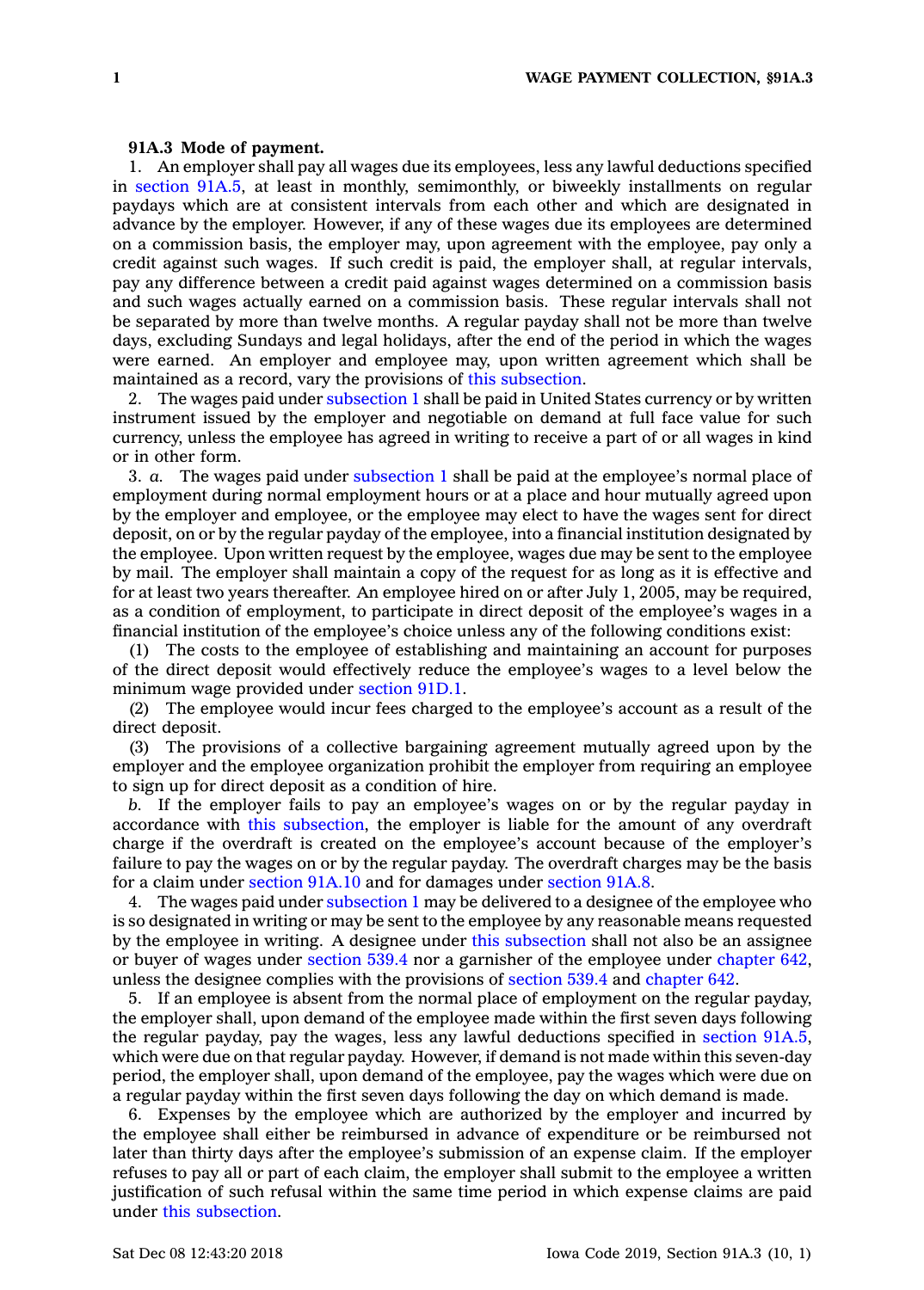**91A.3 Mode of payment.**

1. An employer shall pay all wages due its employees, less any lawful deductions specified in section 91A.5, at least in monthly, semimonthly, or biweekly installments on regular paydays which are at consistent intervals from each other and which are designated in advance by the employer. However, if any of these wages due its employees are determined on a commission basis, the employer may, upon agreement with the employee, pay only a credit against such wages. If such credit is paid, the employer shall, at regular intervals, pay any difference between a credit paid against wages determined on a commission basis and such wages actually earned on a commission basis. These regular intervals shall not be separated by more than twelve months. A regular payday shall not be more than twelve days, excluding Sundays and legal holidays, after the end of the period in which the wages were earned. An employer and employee may, upon written agreement which shall be maintained as a record, vary the provisions of this subsection.

2. The wages paid under subsection 1 shall be paid in United States currency or by written instrument issued by the employer and negotiable on demand at full face value for such currency, unless the employee has agreed in writing to receive a part of or all wages in kind or in other form.

3. *a.* The wages paid under subsection 1 shall be paid at the employee's normal place of employment during normal employment hours or at a place and hour mutually agreed upon by the employer and employee, or the employee may elect to have the wages sent for direct deposit, on or by the regular payday of the employee, into a financial institution designated by the employee. Upon written request by the employee, wages due may be sent to the employee by mail. The employer shall maintain a copy of the request for as long as it is effective and for at least two years thereafter. An employee hired on or after July 1, 2005, may be required, as a condition of employment, to participate in direct deposit of the employee's wages in a financial institution of the employee's choice unless any of the following conditions exist:

(1) The costs to the employee of establishing and maintaining an account for purposes of the direct deposit would effectively reduce the employee's wages to a level below the minimum wage provided under section 91D.1.

(2) The employee would incur fees charged to the employee's account as a result of the direct deposit.

(3) The provisions of a collective bargaining agreement mutually agreed upon by the employer and the employee organization prohibit the employer from requiring an employee to sign up for direct deposit as a condition of hire.

*b.* If the employer fails to pay an employee's wages on or by the regular payday in accordance with this subsection, the employer is liable for the amount of any overdraft charge if the overdraft is created on the employee's account because of the employer's failure to pay the wages on or by the regular payday. The overdraft charges may be the basis for a claim under section 91A.10 and for damages under section 91A.8.

4. The wages paid under subsection 1 may be delivered to a designee of the employee who is so designated in writing or may be sent to the employee by any reasonable means requested by the employee in writing. A designee under this subsection shall not also be an assignee or buyer of wages under section 539.4 nor a garnisher of the employee under chapter 642, unless the designee complies with the provisions of section 539.4 and chapter 642.

5. If an employee is absent from the normal place of employment on the regular payday, the employer shall, upon demand of the employee made within the first seven days following the regular payday, pay the wages, less any lawful deductions specified in section 91A.5, which were due on that regular payday. However, if demand is not made within this seven-day period, the employer shall, upon demand of the employee, pay the wages which were due on a regular payday within the first seven days following the day on which demand is made.

6. Expenses by the employee which are authorized by the employer and incurred by the employee shall either be reimbursed in advance of expenditure or be reimbursed not later than thirty days after the employee's submission of an expense claim. If the employer refuses to pay all or part of each claim, the employer shall submit to the employee a written justification of such refusal within the same time period in which expense claims are paid under this subsection.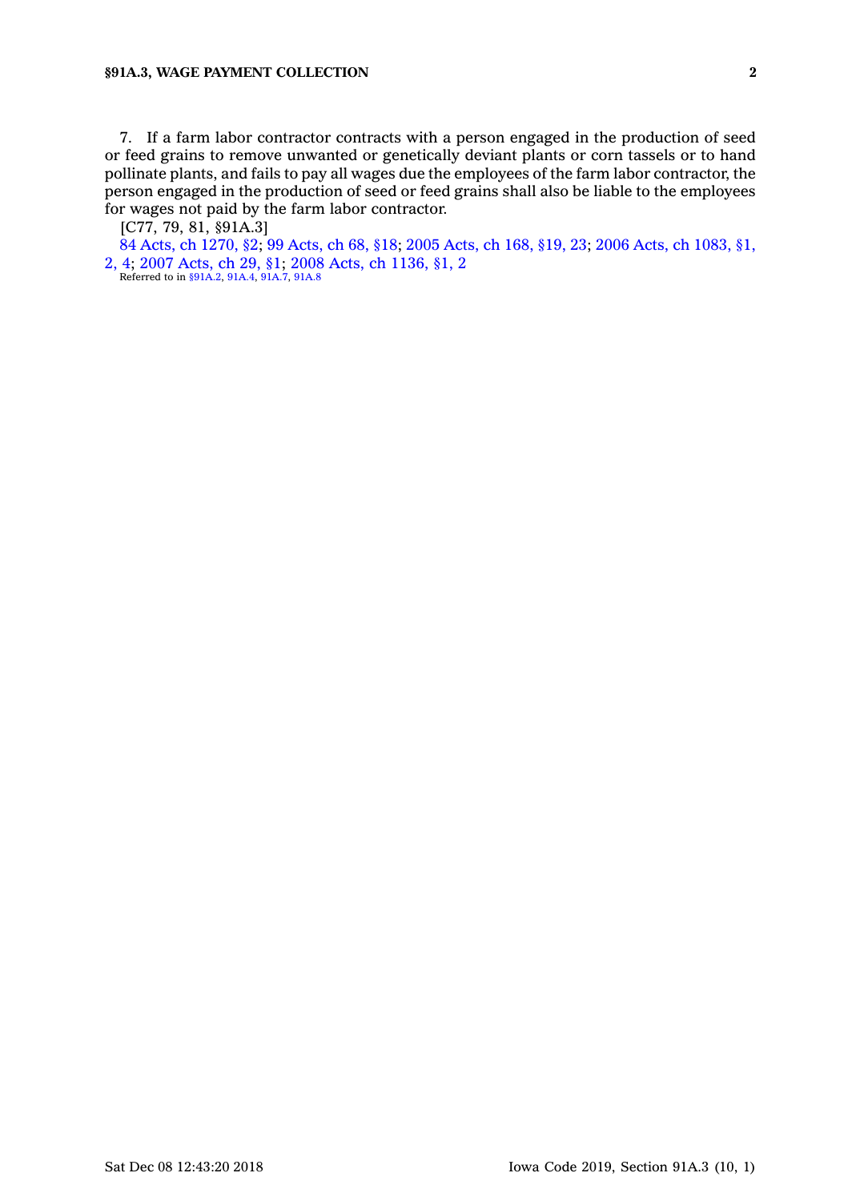7. If a farm labor contractor contracts with a person engaged in the production of seed or feed grains to remove unwanted or genetically deviant plants or corn tassels or to hand pollinate plants, and fails to pay all wages due the employees of the farm labor contractor, the person engaged in the production of seed or feed grains shall also be liable to the employees for wages not paid by the farm labor contractor.

[C77, 79, 81, §91A.3]

84 Acts, ch 1270, §2; 99 Acts, ch 68, §18; 2005 Acts, ch 168, §19, 23; 2006 Acts, ch 1083, §1, 2, 4; 2007 Acts, ch 29, §1; 2008 Acts, ch 1136, §1, 2

Referred to in §91A.2, 91A.4, 91A.7, 91A.8